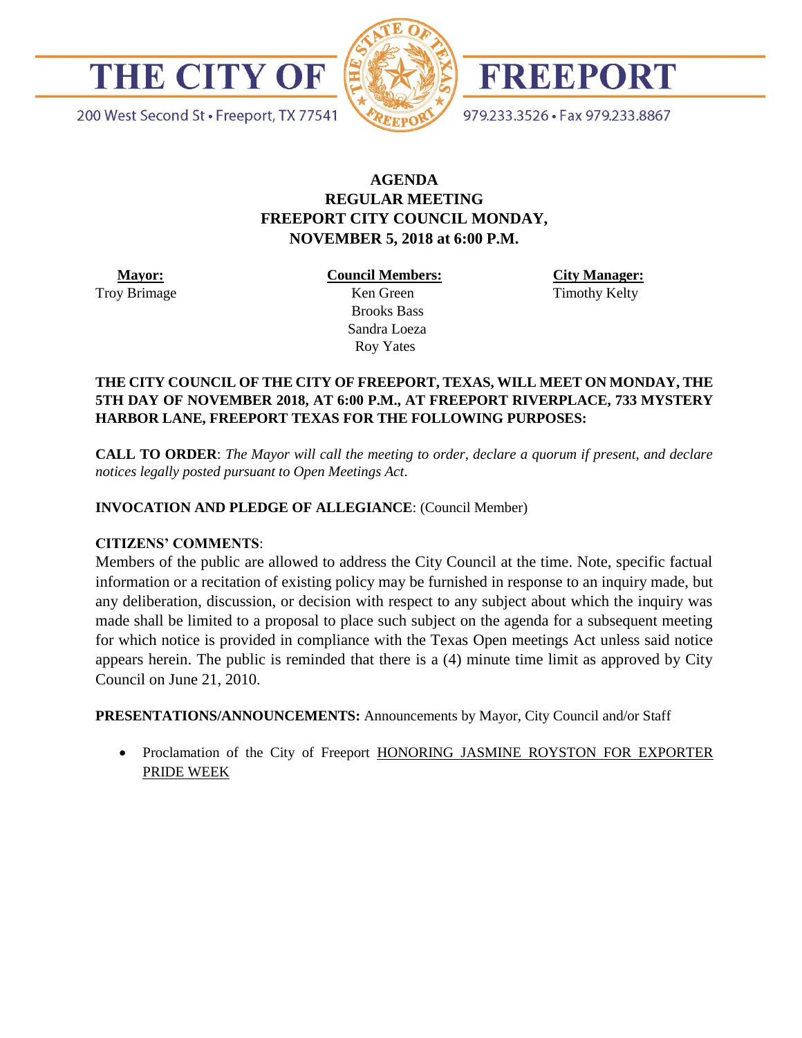# THE CITY OF FREEPORT

200 West Second St • Freeport, TX 77541

979.233.3526 • Fax 979.233.8867

**AGENDA**
**REGULAR MEETING**
**FREEPORT CITY COUNCIL MONDAY,**
**NOVEMBER 5, 2018 at 6:00 P.M.**

| **Mayor:** | **Council Members:** | **City Manager:** |
|---|---|---|
| Troy Brimage | Ken Green | Timothy Kelty |
| | Brooks Bass | |
| | Sandra Loeza | |
| | Roy Yates | |

**THE CITY COUNCIL OF THE CITY OF FREEPORT, TEXAS, WILL MEET ON MONDAY, THE 5TH DAY OF NOVEMBER 2018, AT 6:00 P.M., AT FREEPORT RIVERPLACE, 733 MYSTERY HARBOR LANE, FREEPORT TEXAS FOR THE FOLLOWING PURPOSES:**

**CALL TO ORDER**: *The Mayor will call the meeting to order, declare a quorum if present, and declare notices legally posted pursuant to Open Meetings Act*.

**INVOCATION AND PLEDGE OF ALLEGIANCE**: (Council Member)

**CITIZENS' COMMENTS**:
Members of the public are allowed to address the City Council at the time. Note, specific factual information or a recitation of existing policy may be furnished in response to an inquiry made, but any deliberation, discussion, or decision with respect to any subject about which the inquiry was made shall be limited to a proposal to place such subject on the agenda for a subsequent meeting for which notice is provided in compliance with the Texas Open meetings Act unless said notice appears herein. The public is reminded that there is a (4) minute time limit as approved by City Council on June 21, 2010.

**PRESENTATIONS/ANNOUNCEMENTS:** Announcements by Mayor, City Council and/or Staff

- Proclamation of the City of Freeport HONORING JASMINE ROYSTON FOR EXPORTER PRIDE WEEK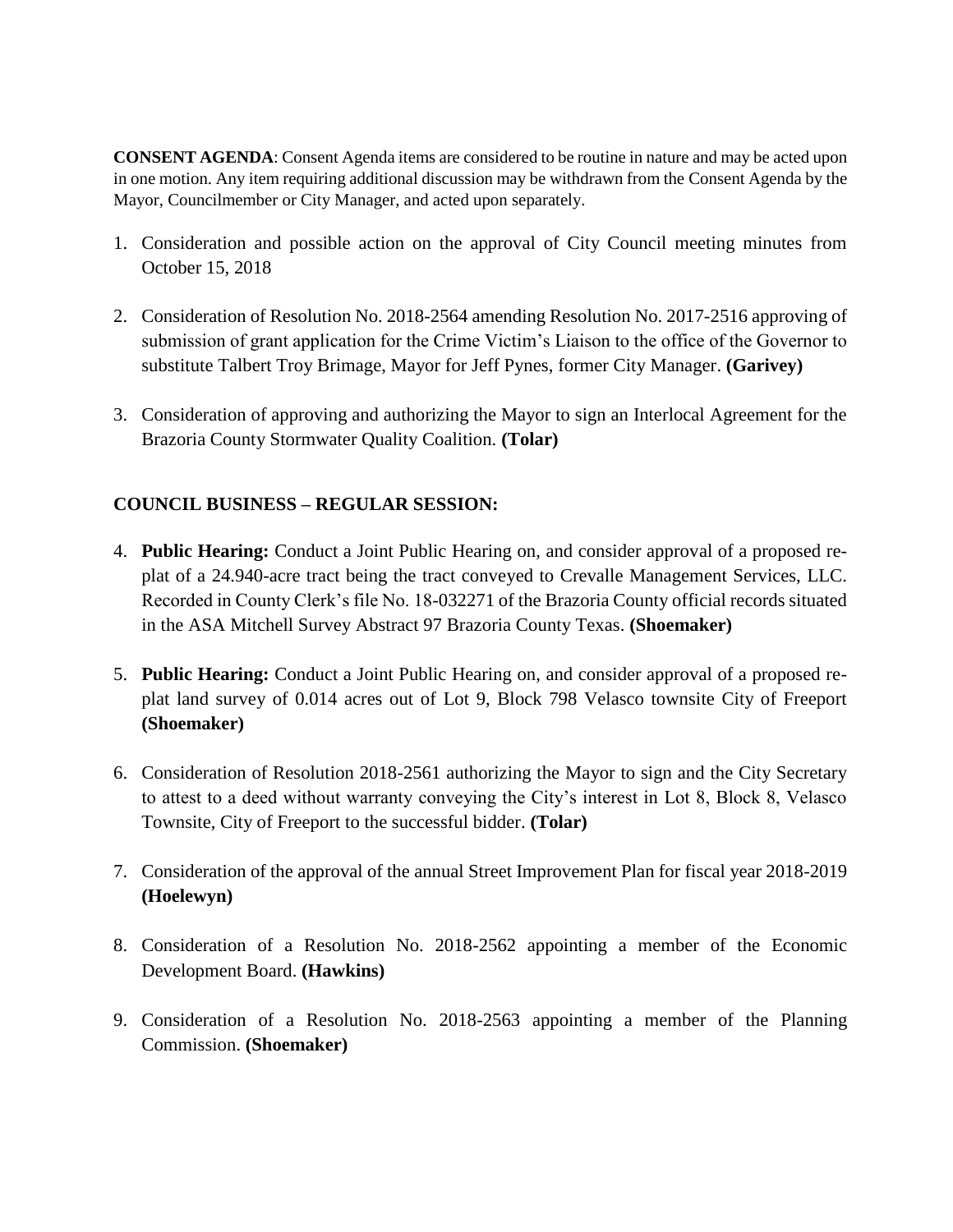**CONSENT AGENDA**: Consent Agenda items are considered to be routine in nature and may be acted upon in one motion. Any item requiring additional discussion may be withdrawn from the Consent Agenda by the Mayor, Councilmember or City Manager, and acted upon separately.

1. Consideration and possible action on the approval of City Council meeting minutes from October 15, 2018

2. Consideration of Resolution No. 2018-2564 amending Resolution No. 2017-2516 approving of submission of grant application for the Crime Victim's Liaison to the office of the Governor to substitute Talbert Troy Brimage, Mayor for Jeff Pynes, former City Manager. **(Garivey)**

3. Consideration of approving and authorizing the Mayor to sign an Interlocal Agreement for the Brazoria County Stormwater Quality Coalition. **(Tolar)**

**COUNCIL BUSINESS – REGULAR SESSION:**

4. **Public Hearing:** Conduct a Joint Public Hearing on, and consider approval of a proposed re-plat of a 24.940-acre tract being the tract conveyed to Crevalle Management Services, LLC. Recorded in County Clerk's file No. 18-032271 of the Brazoria County official records situated in the ASA Mitchell Survey Abstract 97 Brazoria County Texas. **(Shoemaker)**

5. **Public Hearing:** Conduct a Joint Public Hearing on, and consider approval of a proposed re-plat land survey of 0.014 acres out of Lot 9, Block 798 Velasco townsite City of Freeport **(Shoemaker)**

6. Consideration of Resolution 2018-2561 authorizing the Mayor to sign and the City Secretary to attest to a deed without warranty conveying the City's interest in Lot 8, Block 8, Velasco Townsite, City of Freeport to the successful bidder. **(Tolar)**

7. Consideration of the approval of the annual Street Improvement Plan for fiscal year 2018-2019 **(Hoelewyn)**

8. Consideration of a Resolution No. 2018-2562 appointing a member of the Economic Development Board. **(Hawkins)**

9. Consideration of a Resolution No. 2018-2563 appointing a member of the Planning Commission. **(Shoemaker)**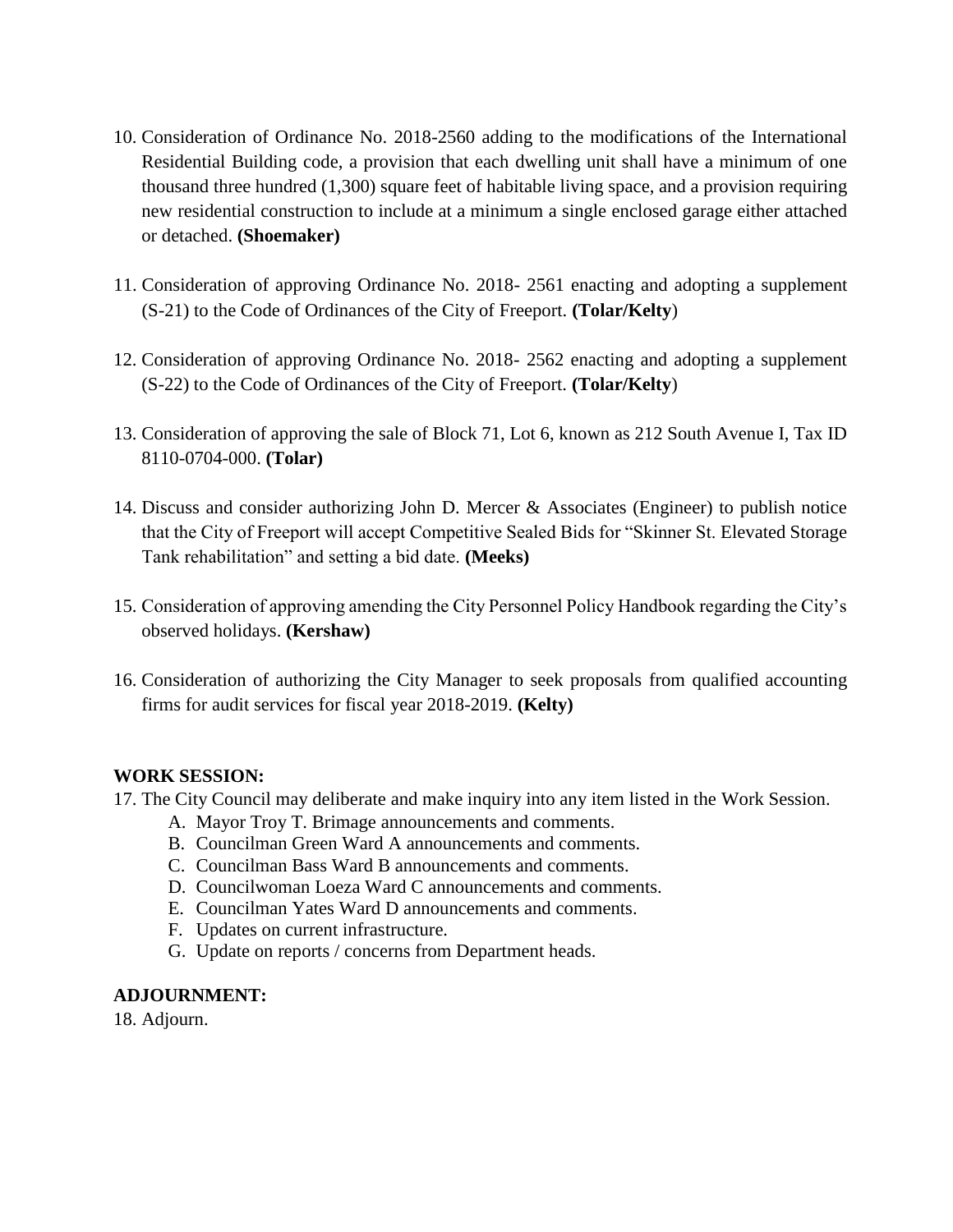10. Consideration of Ordinance No. 2018-2560 adding to the modifications of the International Residential Building code, a provision that each dwelling unit shall have a minimum of one thousand three hundred (1,300) square feet of habitable living space, and a provision requiring new residential construction to include at a minimum a single enclosed garage either attached or detached. **(Shoemaker)**

11. Consideration of approving Ordinance No. 2018- 2561 enacting and adopting a supplement (S-21) to the Code of Ordinances of the City of Freeport. **(Tolar/Kelty**)

12. Consideration of approving Ordinance No. 2018- 2562 enacting and adopting a supplement (S-22) to the Code of Ordinances of the City of Freeport. **(Tolar/Kelty**)

13. Consideration of approving the sale of Block 71, Lot 6, known as 212 South Avenue I, Tax ID 8110-0704-000. **(Tolar)**

14. Discuss and consider authorizing John D. Mercer & Associates (Engineer) to publish notice that the City of Freeport will accept Competitive Sealed Bids for "Skinner St. Elevated Storage Tank rehabilitation" and setting a bid date. **(Meeks)**

15. Consideration of approving amending the City Personnel Policy Handbook regarding the City's observed holidays. **(Kershaw)**

16. Consideration of authorizing the City Manager to seek proposals from qualified accounting firms for audit services for fiscal year 2018-2019. **(Kelty)**

**WORK SESSION:**

17. The City Council may deliberate and make inquiry into any item listed in the Work Session.
    A. Mayor Troy T. Brimage announcements and comments.
    B. Councilman Green Ward A announcements and comments.
    C. Councilman Bass Ward B announcements and comments.
    D. Councilwoman Loeza Ward C announcements and comments.
    E. Councilman Yates Ward D announcements and comments.
    F. Updates on current infrastructure.
    G. Update on reports / concerns from Department heads.

**ADJOURNMENT:**

18. Adjourn.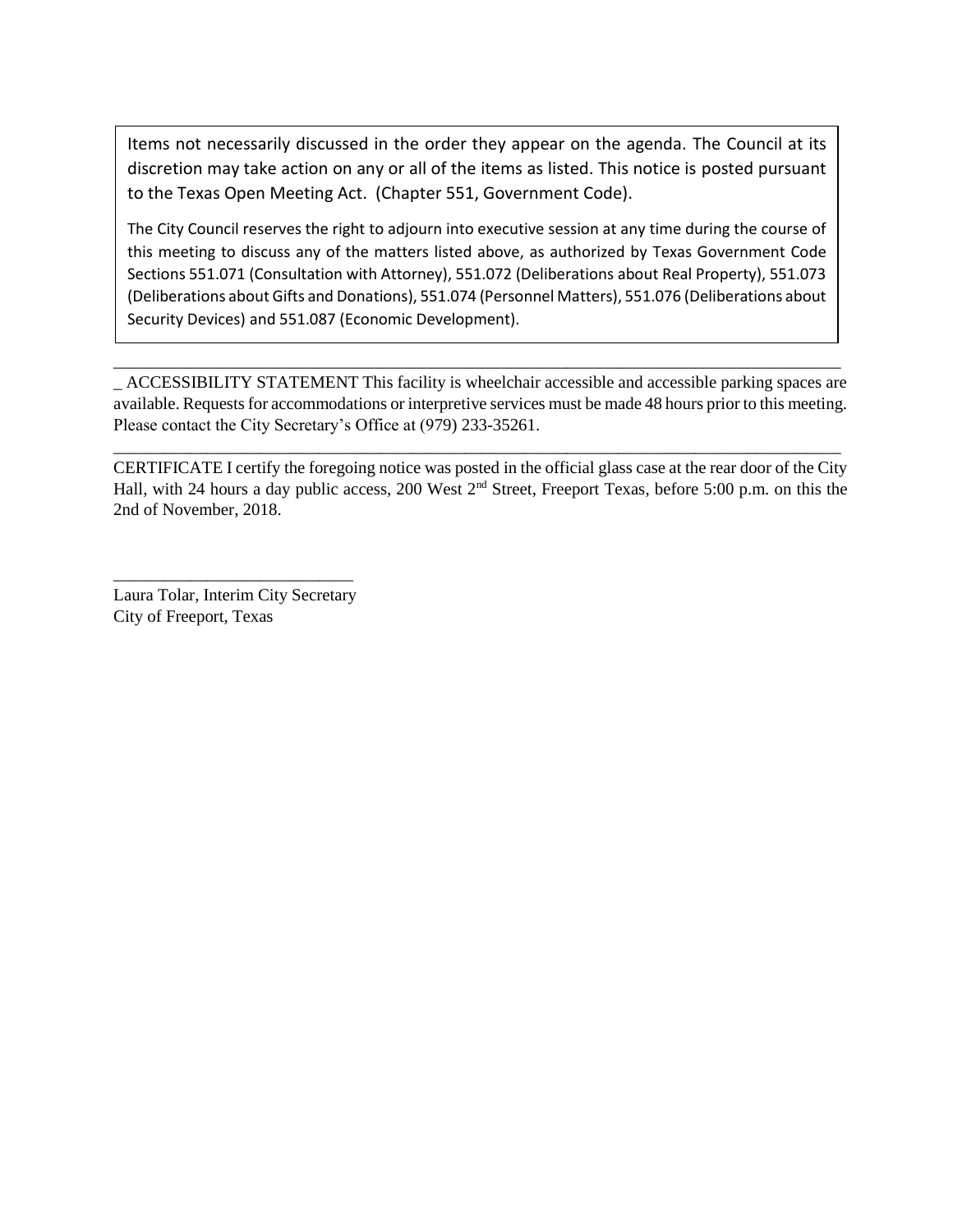Items not necessarily discussed in the order they appear on the agenda. The Council at its discretion may take action on any or all of the items as listed. This notice is posted pursuant to the Texas Open Meeting Act. (Chapter 551, Government Code).

The City Council reserves the right to adjourn into executive session at any time during the course of this meeting to discuss any of the matters listed above, as authorized by Texas Government Code Sections 551.071 (Consultation with Attorney), 551.072 (Deliberations about Real Property), 551.073 (Deliberations about Gifts and Donations), 551.074 (Personnel Matters), 551.076 (Deliberations about Security Devices) and 551.087 (Economic Development).

---

_ ACCESSIBILITY STATEMENT This facility is wheelchair accessible and accessible parking spaces are available. Requests for accommodations or interpretive services must be made 48 hours prior to this meeting. Please contact the City Secretary's Office at (979) 233-35261.

---

CERTIFICATE I certify the foregoing notice was posted in the official glass case at the rear door of the City Hall, with 24 hours a day public access, 200 West 2nd Street, Freeport Texas, before 5:00 p.m. on this the 2nd of November, 2018.

____________________________

Laura Tolar, Interim City Secretary
City of Freeport, Texas